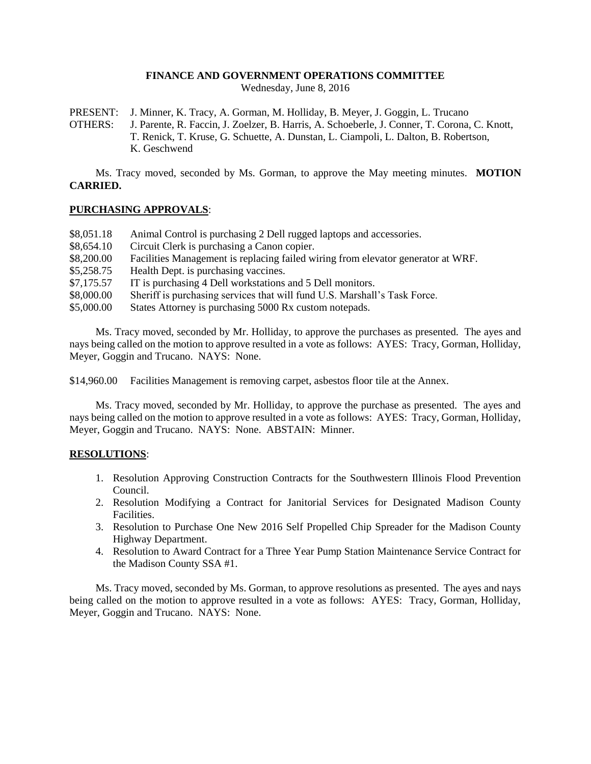# FINANCE AND GOVERNMENT OPERATIONS COMMITTEE

Wednesday, June 8, 2016

PRESENT: J. Minner, K. Tracy, A. Gorman, M. Holliday, B. Meyer, J. Goggin, L. Trucano
OTHERS: J. Parente, R. Faccin, J. Zoelzer, B. Harris, A. Schoeberle, J. Conner, T. Corona, C. Knott, T. Renick, T. Kruse, G. Schuette, A. Dunstan, L. Ciampoli, L. Dalton, B. Robertson, K. Geschwend

Ms. Tracy moved, seconded by Ms. Gorman, to approve the May meeting minutes. **MOTION CARRIED.**

## PURCHASING APPROVALS:

$8,051.18 Animal Control is purchasing 2 Dell rugged laptops and accessories.
$8,654.10 Circuit Clerk is purchasing a Canon copier.
$8,200.00 Facilities Management is replacing failed wiring from elevator generator at WRF.
$5,258.75 Health Dept. is purchasing vaccines.
$7,175.57 IT is purchasing 4 Dell workstations and 5 Dell monitors.
$8,000.00 Sheriff is purchasing services that will fund U.S. Marshall's Task Force.
$5,000.00 States Attorney is purchasing 5000 Rx custom notepads.

Ms. Tracy moved, seconded by Mr. Holliday, to approve the purchases as presented. The ayes and nays being called on the motion to approve resulted in a vote as follows: AYES: Tracy, Gorman, Holliday, Meyer, Goggin and Trucano. NAYS: None.

$14,960.00 Facilities Management is removing carpet, asbestos floor tile at the Annex.

Ms. Tracy moved, seconded by Mr. Holliday, to approve the purchase as presented. The ayes and nays being called on the motion to approve resulted in a vote as follows: AYES: Tracy, Gorman, Holliday, Meyer, Goggin and Trucano. NAYS: None. ABSTAIN: Minner.

## RESOLUTIONS:

1. Resolution Approving Construction Contracts for the Southwestern Illinois Flood Prevention Council.
2. Resolution Modifying a Contract for Janitorial Services for Designated Madison County Facilities.
3. Resolution to Purchase One New 2016 Self Propelled Chip Spreader for the Madison County Highway Department.
4. Resolution to Award Contract for a Three Year Pump Station Maintenance Service Contract for the Madison County SSA #1.

Ms. Tracy moved, seconded by Ms. Gorman, to approve resolutions as presented. The ayes and nays being called on the motion to approve resulted in a vote as follows: AYES: Tracy, Gorman, Holliday, Meyer, Goggin and Trucano. NAYS: None.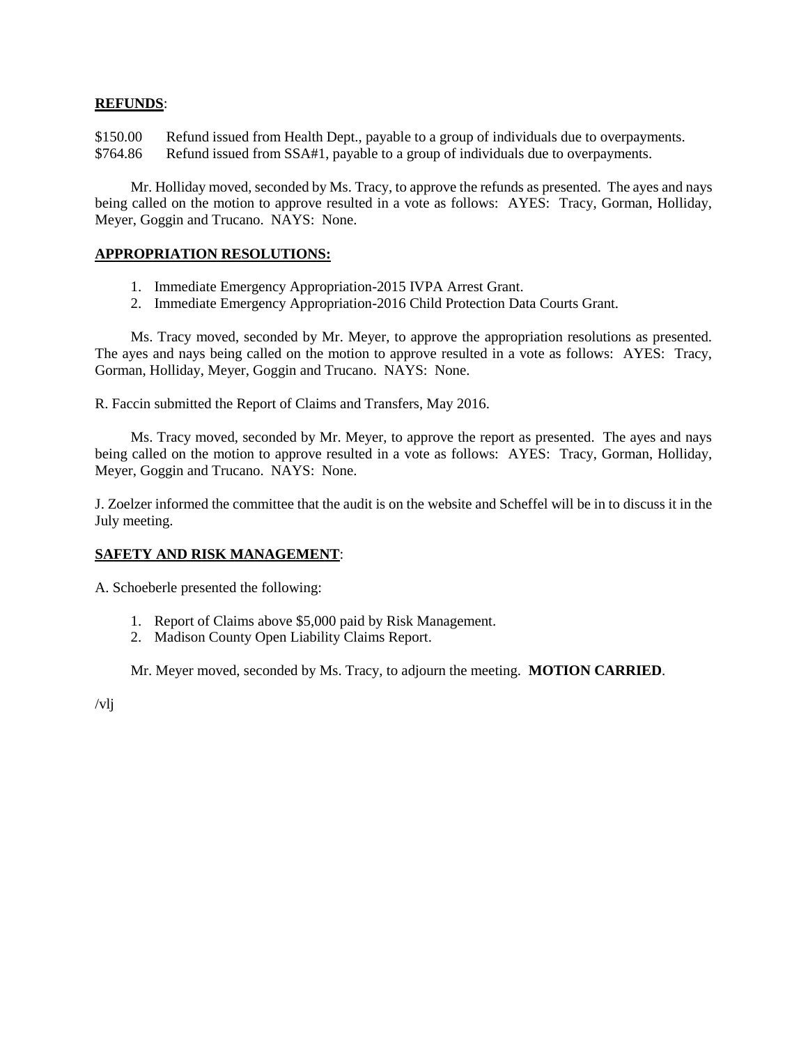**REFUNDS**:

$150.00 Refund issued from Health Dept., payable to a group of individuals due to overpayments.
$764.86 Refund issued from SSA#1, payable to a group of individuals due to overpayments.

Mr. Holliday moved, seconded by Ms. Tracy, to approve the refunds as presented. The ayes and nays being called on the motion to approve resulted in a vote as follows: AYES: Tracy, Gorman, Holliday, Meyer, Goggin and Trucano. NAYS: None.

**APPROPRIATION RESOLUTIONS:**

1. Immediate Emergency Appropriation-2015 IVPA Arrest Grant.
2. Immediate Emergency Appropriation-2016 Child Protection Data Courts Grant.

Ms. Tracy moved, seconded by Mr. Meyer, to approve the appropriation resolutions as presented. The ayes and nays being called on the motion to approve resulted in a vote as follows: AYES: Tracy, Gorman, Holliday, Meyer, Goggin and Trucano. NAYS: None.

R. Faccin submitted the Report of Claims and Transfers, May 2016.

Ms. Tracy moved, seconded by Mr. Meyer, to approve the report as presented. The ayes and nays being called on the motion to approve resulted in a vote as follows: AYES: Tracy, Gorman, Holliday, Meyer, Goggin and Trucano. NAYS: None.

J. Zoelzer informed the committee that the audit is on the website and Scheffel will be in to discuss it in the July meeting.

**SAFETY AND RISK MANAGEMENT**:

A. Schoeberle presented the following:

1. Report of Claims above $5,000 paid by Risk Management.
2. Madison County Open Liability Claims Report.

Mr. Meyer moved, seconded by Ms. Tracy, to adjourn the meeting. **MOTION CARRIED**.

/vlj